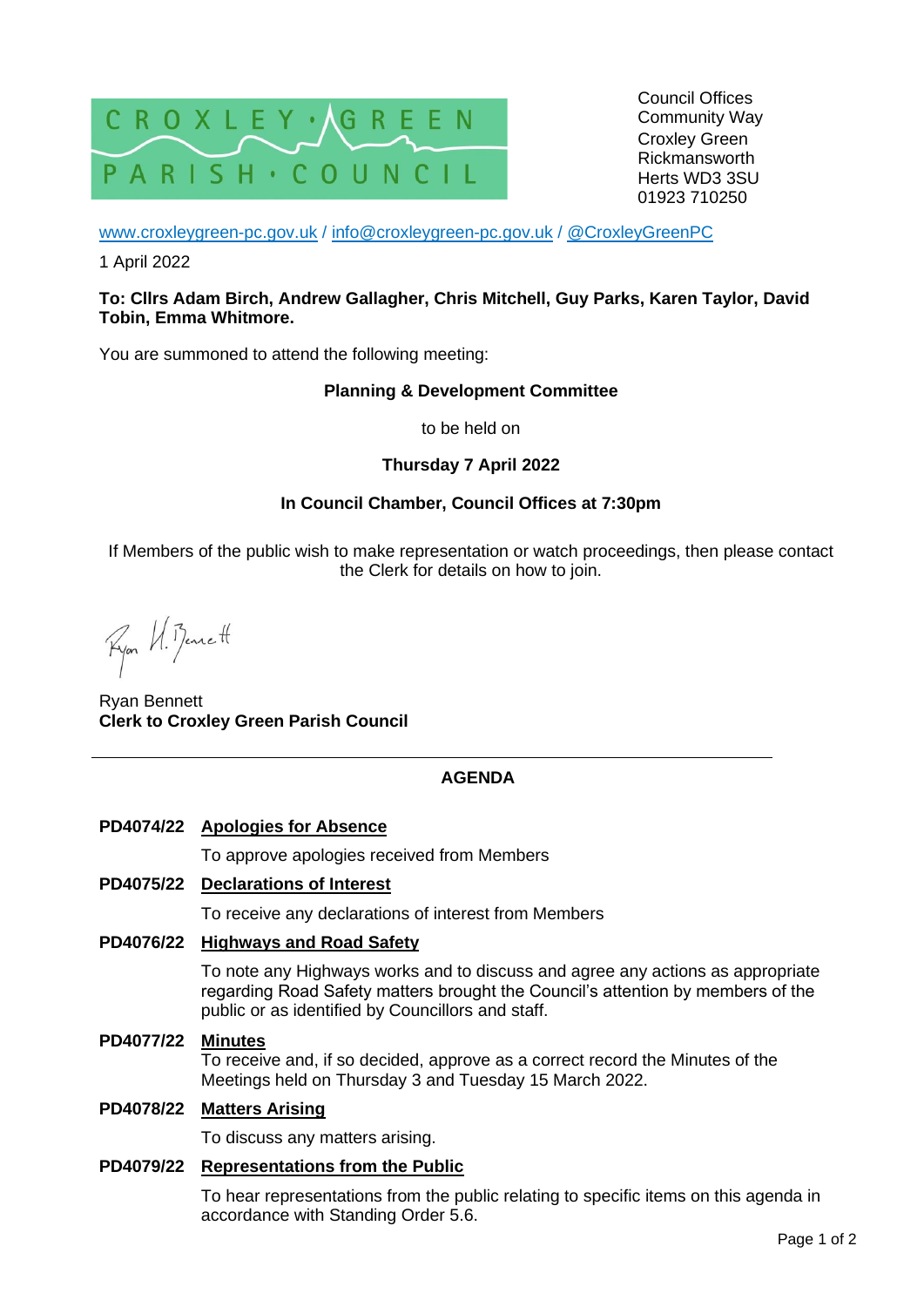CROXLEY · GREEN
PARISH · COUNCIL

Council Offices
Community Way
Croxley Green
Rickmansworth
Herts WD3 3SU
01923 710250

www.croxleygreen-pc.gov.uk / info@croxleygreen-pc.gov.uk / @CroxleyGreenPC

1 April 2022

**To: Cllrs Adam Birch, Andrew Gallagher, Chris Mitchell, Guy Parks, Karen Taylor, David Tobin, Emma Whitmore.**

You are summoned to attend the following meeting:

**Planning & Development Committee**

to be held on

**Thursday 7 April 2022**

**In Council Chamber, Council Offices at 7:30pm**

If Members of the public wish to make representation or watch proceedings, then please contact the Clerk for details on how to join.

Ryan H. Bennett

Ryan Bennett
**Clerk to Croxley Green Parish Council**

---

## AGENDA

**PD4074/22 Apologies for Absence**

To approve apologies received from Members

**PD4075/22 Declarations of Interest**

To receive any declarations of interest from Members

**PD4076/22 Highways and Road Safety**

To note any Highways works and to discuss and agree any actions as appropriate regarding Road Safety matters brought the Council's attention by members of the public or as identified by Councillors and staff.

**PD4077/22 Minutes**

To receive and, if so decided, approve as a correct record the Minutes of the Meetings held on Thursday 3 and Tuesday 15 March 2022.

**PD4078/22 Matters Arising**

To discuss any matters arising.

**PD4079/22 Representations from the Public**

To hear representations from the public relating to specific items on this agenda in accordance with Standing Order 5.6.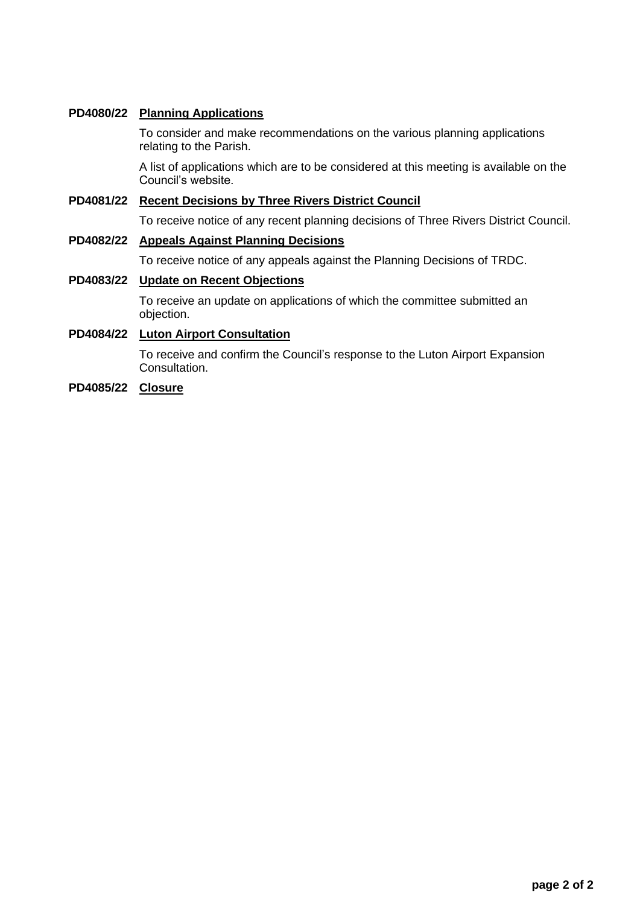**PD4080/22 Planning Applications**

To consider and make recommendations on the various planning applications relating to the Parish.

A list of applications which are to be considered at this meeting is available on the Council's website.

**PD4081/22 Recent Decisions by Three Rivers District Council**

To receive notice of any recent planning decisions of Three Rivers District Council.

**PD4082/22 Appeals Against Planning Decisions**

To receive notice of any appeals against the Planning Decisions of TRDC.

**PD4083/22 Update on Recent Objections**

To receive an update on applications of which the committee submitted an objection.

**PD4084/22 Luton Airport Consultation**

To receive and confirm the Council's response to the Luton Airport Expansion Consultation.

**PD4085/22 Closure**